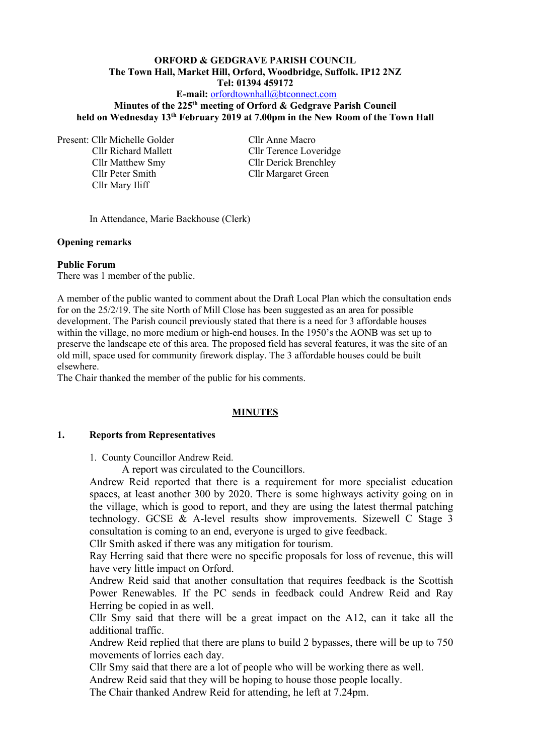**ORFORD & GEDGRAVE PARISH COUNCIL**
**The Town Hall, Market Hill, Orford, Woodbridge, Suffolk. IP12 2NZ**
**Tel: 01394 459172**
**E-mail:** orfordtownhall@btconnect.com
**Minutes of the 225th meeting of Orford & Gedgrave Parish Council**
**held on Wednesday 13th February 2019 at 7.00pm in the New Room of the Town Hall**

Present: Cllr Michelle Golder
Cllr Richard Mallett
Cllr Matthew Smy
Cllr Peter Smith
Cllr Mary Iliff
Cllr Anne Macro
Cllr Terence Loveridge
Cllr Derick Brenchley
Cllr Margaret Green

In Attendance, Marie Backhouse (Clerk)

**Opening remarks**

**Public Forum**
There was 1 member of the public.

A member of the public wanted to comment about the Draft Local Plan which the consultation ends for on the 25/2/19. The site North of Mill Close has been suggested as an area for possible development. The Parish council previously stated that there is a need for 3 affordable houses within the village, no more medium or high-end houses. In the 1950's the AONB was set up to preserve the landscape etc of this area. The proposed field has several features, it was the site of an old mill, space used for community firework display. The 3 affordable houses could be built elsewhere.
The Chair thanked the member of the public for his comments.

## MINUTES

**1. Reports from Representatives**

1. County Councillor Andrew Reid.

A report was circulated to the Councillors.
Andrew Reid reported that there is a requirement for more specialist education spaces, at least another 300 by 2020. There is some highways activity going on in the village, which is good to report, and they are using the latest thermal patching technology. GCSE & A-level results show improvements. Sizewell C Stage 3 consultation is coming to an end, everyone is urged to give feedback.
Cllr Smith asked if there was any mitigation for tourism.
Ray Herring said that there were no specific proposals for loss of revenue, this will have very little impact on Orford.
Andrew Reid said that another consultation that requires feedback is the Scottish Power Renewables. If the PC sends in feedback could Andrew Reid and Ray Herring be copied in as well.
Cllr Smy said that there will be a great impact on the A12, can it take all the additional traffic.
Andrew Reid replied that there are plans to build 2 bypasses, there will be up to 750 movements of lorries each day.
Cllr Smy said that there are a lot of people who will be working there as well.
Andrew Reid said that they will be hoping to house those people locally.
The Chair thanked Andrew Reid for attending, he left at 7.24pm.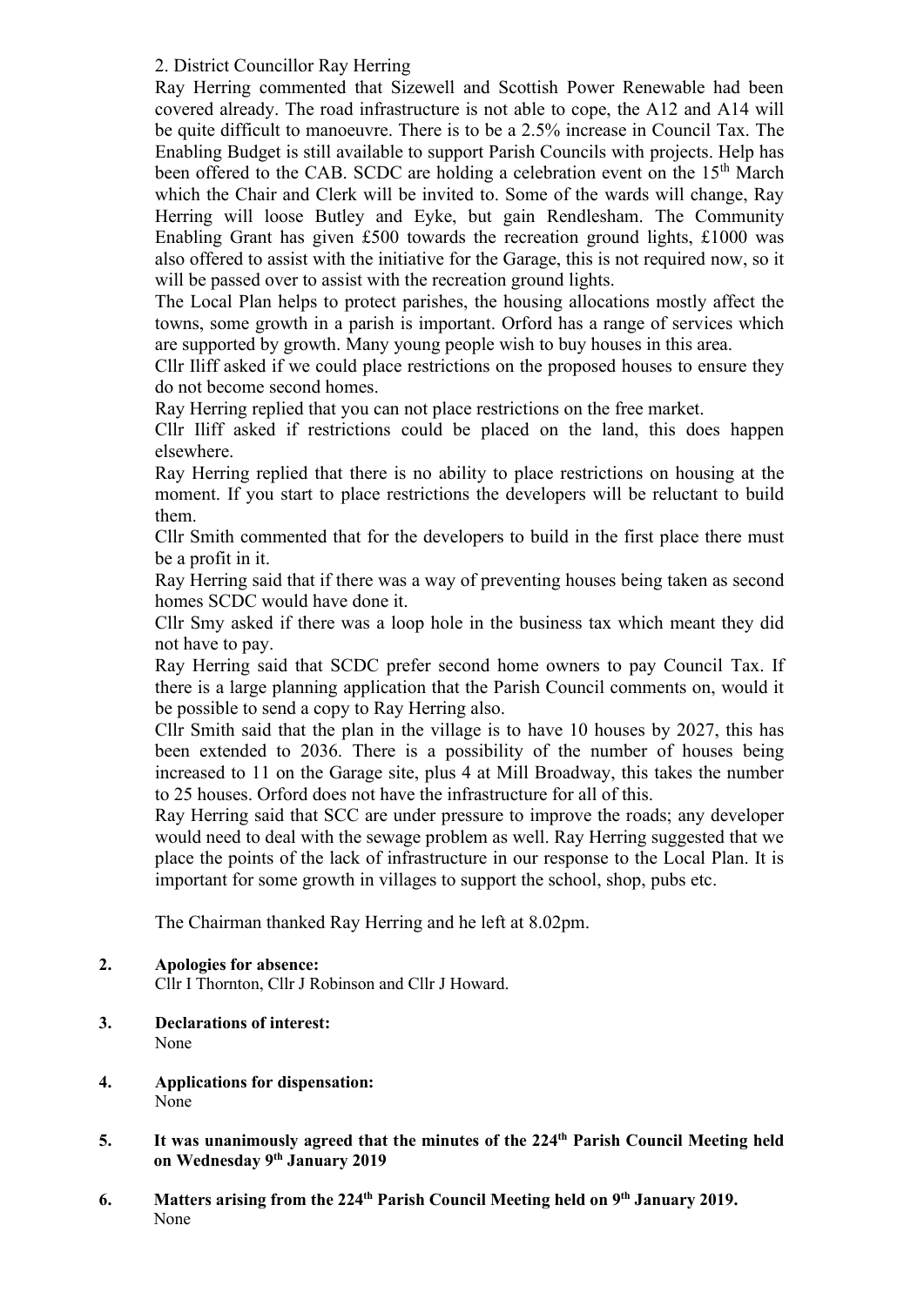2. District Councillor Ray Herring

Ray Herring commented that Sizewell and Scottish Power Renewable had been covered already. The road infrastructure is not able to cope, the A12 and A14 will be quite difficult to manoeuvre. There is to be a 2.5% increase in Council Tax. The Enabling Budget is still available to support Parish Councils with projects. Help has been offered to the CAB. SCDC are holding a celebration event on the 15th March which the Chair and Clerk will be invited to. Some of the wards will change, Ray Herring will loose Butley and Eyke, but gain Rendlesham. The Community Enabling Grant has given £500 towards the recreation ground lights, £1000 was also offered to assist with the initiative for the Garage, this is not required now, so it will be passed over to assist with the recreation ground lights.

The Local Plan helps to protect parishes, the housing allocations mostly affect the towns, some growth in a parish is important. Orford has a range of services which are supported by growth. Many young people wish to buy houses in this area.

Cllr Iliff asked if we could place restrictions on the proposed houses to ensure they do not become second homes.

Ray Herring replied that you can not place restrictions on the free market.

Cllr Iliff asked if restrictions could be placed on the land, this does happen elsewhere.

Ray Herring replied that there is no ability to place restrictions on housing at the moment. If you start to place restrictions the developers will be reluctant to build them.

Cllr Smith commented that for the developers to build in the first place there must be a profit in it.

Ray Herring said that if there was a way of preventing houses being taken as second homes SCDC would have done it.

Cllr Smy asked if there was a loop hole in the business tax which meant they did not have to pay.

Ray Herring said that SCDC prefer second home owners to pay Council Tax. If there is a large planning application that the Parish Council comments on, would it be possible to send a copy to Ray Herring also.

Cllr Smith said that the plan in the village is to have 10 houses by 2027, this has been extended to 2036. There is a possibility of the number of houses being increased to 11 on the Garage site, plus 4 at Mill Broadway, this takes the number to 25 houses. Orford does not have the infrastructure for all of this.

Ray Herring said that SCC are under pressure to improve the roads; any developer would need to deal with the sewage problem as well. Ray Herring suggested that we place the points of the lack of infrastructure in our response to the Local Plan. It is important for some growth in villages to support the school, shop, pubs etc.

The Chairman thanked Ray Herring and he left at 8.02pm.

**2. Apologies for absence:**

Cllr I Thornton, Cllr J Robinson and Cllr J Howard.

**3. Declarations of interest:**

None

**4. Applications for dispensation:**

None

**5. It was unanimously agreed that the minutes of the 224th Parish Council Meeting held on Wednesday 9th January 2019**

**6. Matters arising from the 224th Parish Council Meeting held on 9th January 2019.**

None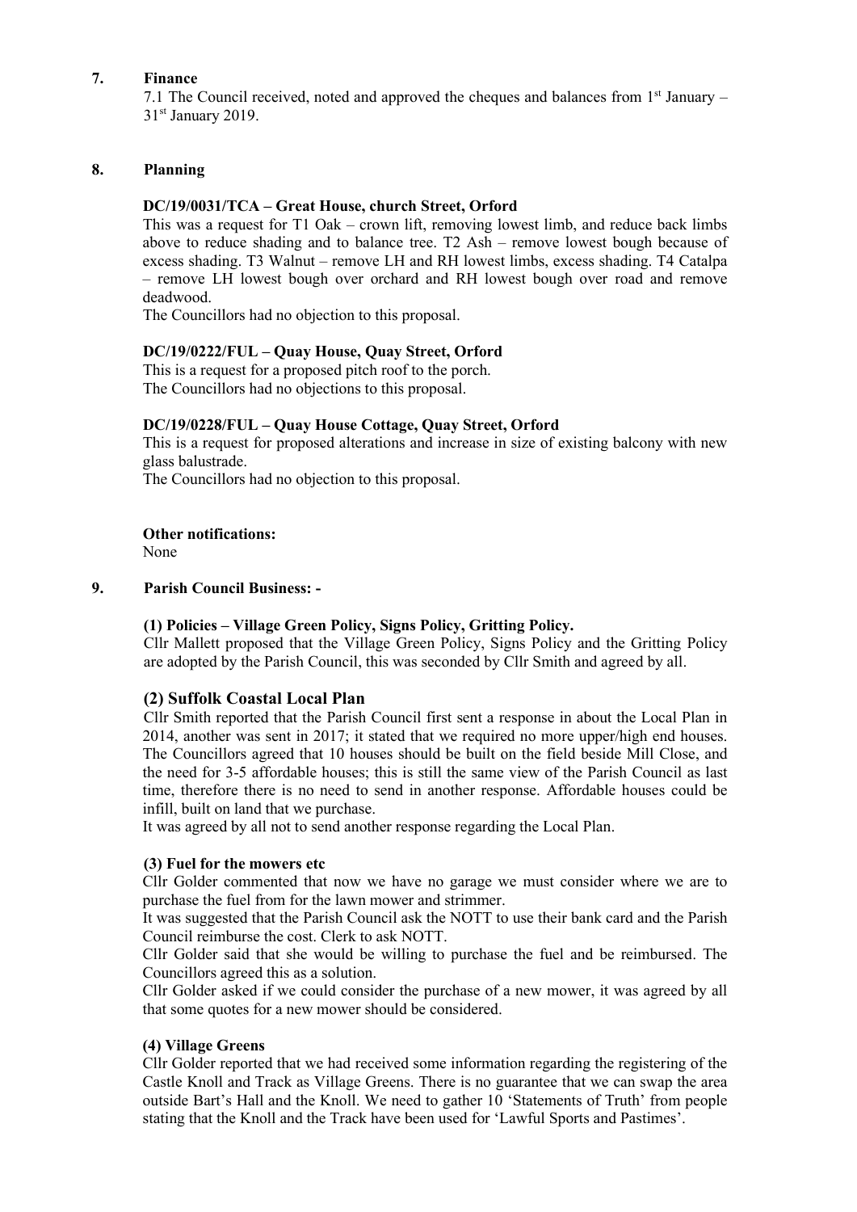## 7. Finance

7.1 The Council received, noted and approved the cheques and balances from 1st January – 31st January 2019.

## 8. Planning

**DC/19/0031/TCA – Great House, church Street, Orford**

This was a request for T1 Oak – crown lift, removing lowest limb, and reduce back limbs above to reduce shading and to balance tree. T2 Ash – remove lowest bough because of excess shading. T3 Walnut – remove LH and RH lowest limbs, excess shading. T4 Catalpa – remove LH lowest bough over orchard and RH lowest bough over road and remove deadwood.

The Councillors had no objection to this proposal.

**DC/19/0222/FUL – Quay House, Quay Street, Orford**

This is a request for a proposed pitch roof to the porch.

The Councillors had no objections to this proposal.

**DC/19/0228/FUL – Quay House Cottage, Quay Street, Orford**

This is a request for proposed alterations and increase in size of existing balcony with new glass balustrade.

The Councillors had no objection to this proposal.

**Other notifications:**

None

## 9. Parish Council Business: -

**(1) Policies – Village Green Policy, Signs Policy, Gritting Policy.**

Cllr Mallett proposed that the Village Green Policy, Signs Policy and the Gritting Policy are adopted by the Parish Council, this was seconded by Cllr Smith and agreed by all.

**(2) Suffolk Coastal Local Plan**

Cllr Smith reported that the Parish Council first sent a response in about the Local Plan in 2014, another was sent in 2017; it stated that we required no more upper/high end houses. The Councillors agreed that 10 houses should be built on the field beside Mill Close, and the need for 3-5 affordable houses; this is still the same view of the Parish Council as last time, therefore there is no need to send in another response. Affordable houses could be infill, built on land that we purchase.

It was agreed by all not to send another response regarding the Local Plan.

**(3) Fuel for the mowers etc**

Cllr Golder commented that now we have no garage we must consider where we are to purchase the fuel from for the lawn mower and strimmer.

It was suggested that the Parish Council ask the NOTT to use their bank card and the Parish Council reimburse the cost. Clerk to ask NOTT.

Cllr Golder said that she would be willing to purchase the fuel and be reimbursed. The Councillors agreed this as a solution.

Cllr Golder asked if we could consider the purchase of a new mower, it was agreed by all that some quotes for a new mower should be considered.

**(4) Village Greens**

Cllr Golder reported that we had received some information regarding the registering of the Castle Knoll and Track as Village Greens. There is no guarantee that we can swap the area outside Bart's Hall and the Knoll. We need to gather 10 'Statements of Truth' from people stating that the Knoll and the Track have been used for 'Lawful Sports and Pastimes'.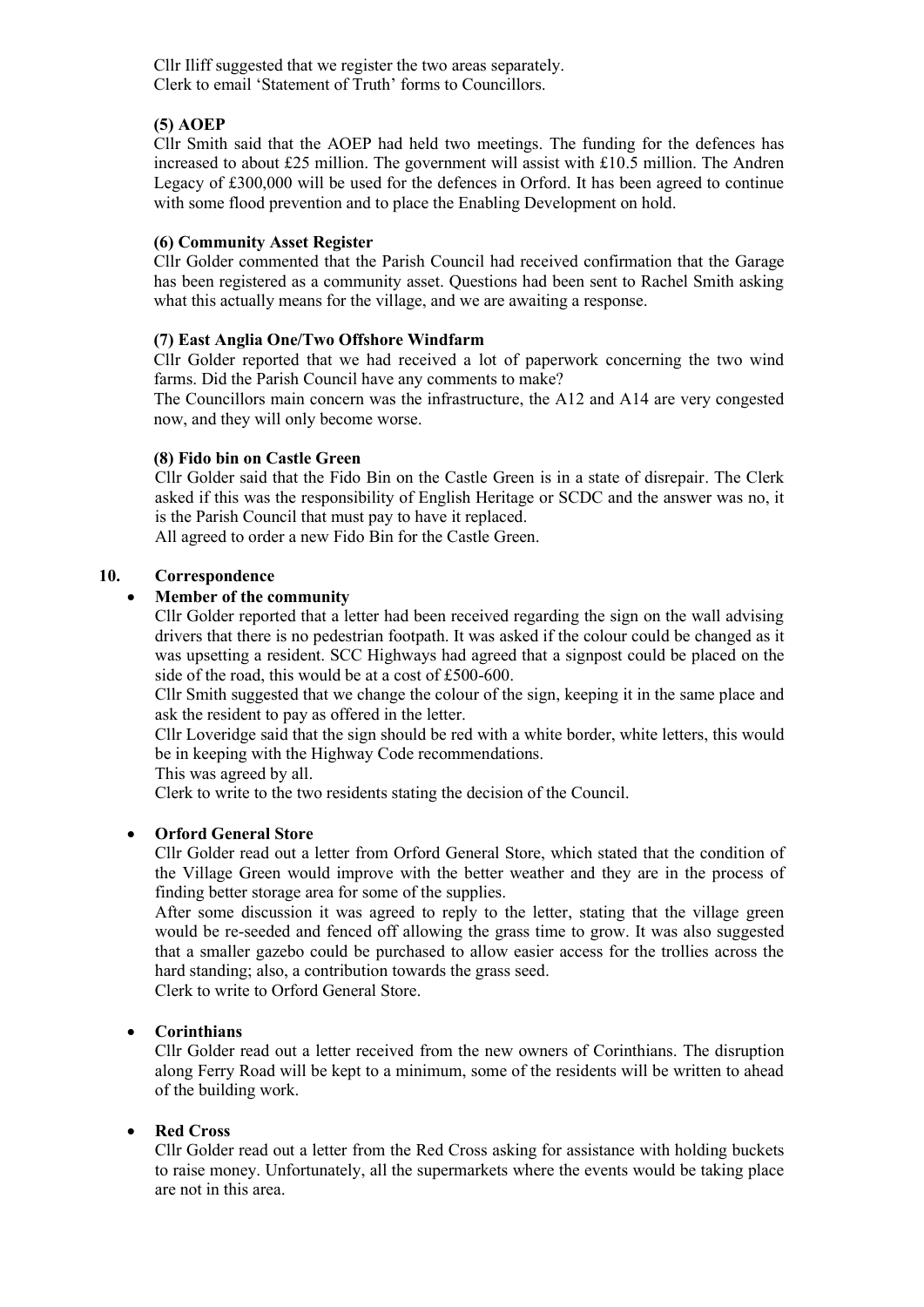Cllr Iliff suggested that we register the two areas separately.
Clerk to email 'Statement of Truth' forms to Councillors.

**(5) AOEP**

Cllr Smith said that the AOEP had held two meetings. The funding for the defences has increased to about £25 million. The government will assist with £10.5 million. The Andren Legacy of £300,000 will be used for the defences in Orford. It has been agreed to continue with some flood prevention and to place the Enabling Development on hold.

**(6) Community Asset Register**

Cllr Golder commented that the Parish Council had received confirmation that the Garage has been registered as a community asset. Questions had been sent to Rachel Smith asking what this actually means for the village, and we are awaiting a response.

**(7) East Anglia One/Two Offshore Windfarm**

Cllr Golder reported that we had received a lot of paperwork concerning the two wind farms. Did the Parish Council have any comments to make?
The Councillors main concern was the infrastructure, the A12 and A14 are very congested now, and they will only become worse.

**(8) Fido bin on Castle Green**

Cllr Golder said that the Fido Bin on the Castle Green is in a state of disrepair. The Clerk asked if this was the responsibility of English Heritage or SCDC and the answer was no, it is the Parish Council that must pay to have it replaced.
All agreed to order a new Fido Bin for the Castle Green.

**10. Correspondence**

- **Member of the community**

  Cllr Golder reported that a letter had been received regarding the sign on the wall advising drivers that there is no pedestrian footpath. It was asked if the colour could be changed as it was upsetting a resident. SCC Highways had agreed that a signpost could be placed on the side of the road, this would be at a cost of £500-600.
  Cllr Smith suggested that we change the colour of the sign, keeping it in the same place and ask the resident to pay as offered in the letter.
  Cllr Loveridge said that the sign should be red with a white border, white letters, this would be in keeping with the Highway Code recommendations.
  This was agreed by all.
  Clerk to write to the two residents stating the decision of the Council.

- **Orford General Store**

  Cllr Golder read out a letter from Orford General Store, which stated that the condition of the Village Green would improve with the better weather and they are in the process of finding better storage area for some of the supplies.
  After some discussion it was agreed to reply to the letter, stating that the village green would be re-seeded and fenced off allowing the grass time to grow. It was also suggested that a smaller gazebo could be purchased to allow easier access for the trollies across the hard standing; also, a contribution towards the grass seed.
  Clerk to write to Orford General Store.

- **Corinthians**

  Cllr Golder read out a letter received from the new owners of Corinthians. The disruption along Ferry Road will be kept to a minimum, some of the residents will be written to ahead of the building work.

- **Red Cross**

  Cllr Golder read out a letter from the Red Cross asking for assistance with holding buckets to raise money. Unfortunately, all the supermarkets where the events would be taking place are not in this area.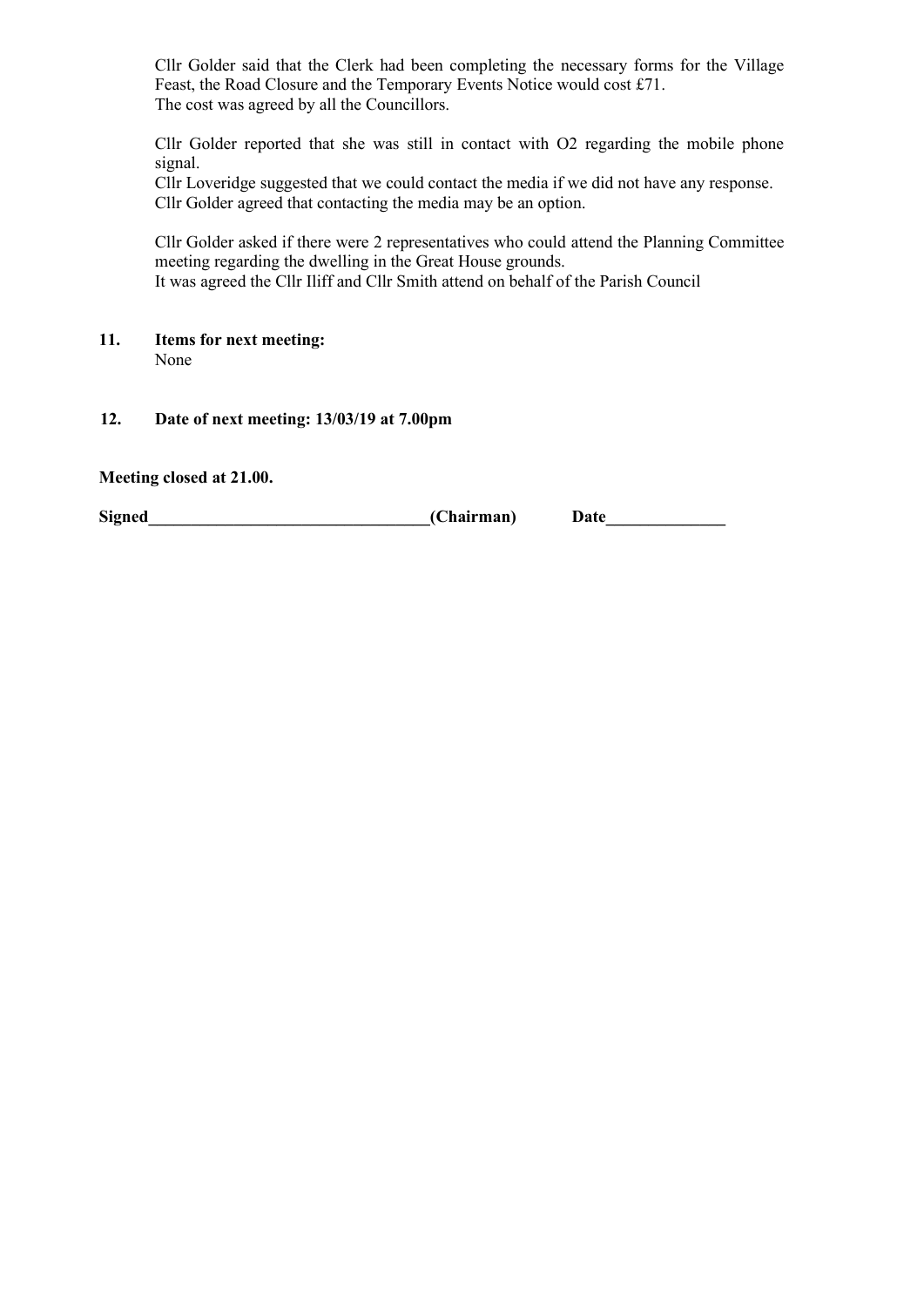Cllr Golder said that the Clerk had been completing the necessary forms for the Village Feast, the Road Closure and the Temporary Events Notice would cost £71.
The cost was agreed by all the Councillors.

Cllr Golder reported that she was still in contact with O2 regarding the mobile phone signal.
Cllr Loveridge suggested that we could contact the media if we did not have any response.
Cllr Golder agreed that contacting the media may be an option.

Cllr Golder asked if there were 2 representatives who could attend the Planning Committee meeting regarding the dwelling in the Great House grounds.
It was agreed the Cllr Iliff and Cllr Smith attend on behalf of the Parish Council

**11. Items for next meeting:**
None

**12. Date of next meeting: 13/03/19 at 7.00pm**

**Meeting closed at 21.00.**

**Signed________________________________(Chairman) Date______________**